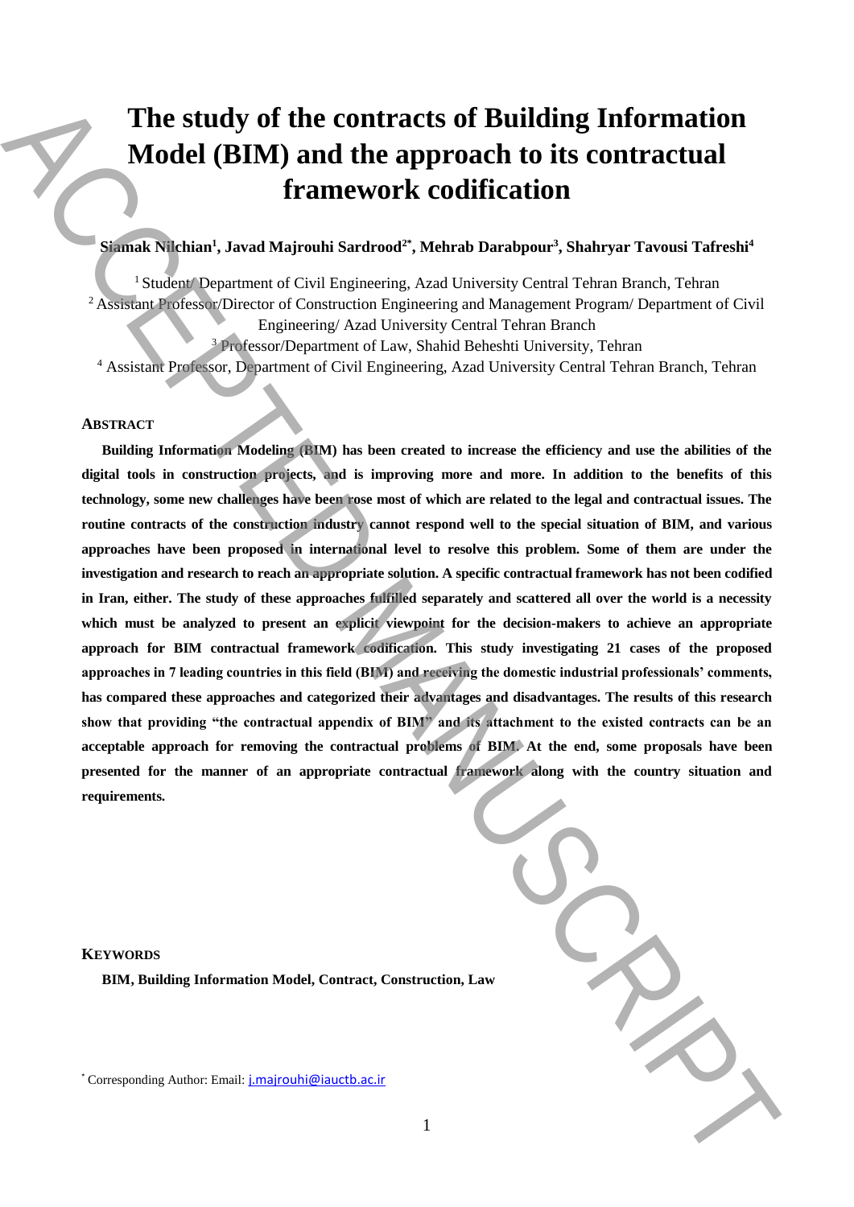# The study of the contracts of Building Information Model (BIM) and the approach to its contractual framework codification

**Siamak Nilchian[1], Javad Majrouhi Sardrood[2*], Mehrab Darabpour[3], Shahryar Tavousi Tafreshi[4]**

[1] Student/ Department of Civil Engineering, Azad University Central Tehran Branch, Tehran
[2] Assistant Professor/Director of Construction Engineering and Management Program/ Department of Civil Engineering/ Azad University Central Tehran Branch
[3] Professor/Department of Law, Shahid Beheshti University, Tehran
[4] Assistant Professor, Department of Civil Engineering, Azad University Central Tehran Branch, Tehran

## ABSTRACT

**Building Information Modeling (BIM) has been created to increase the efficiency and use the abilities of the digital tools in construction projects, and is improving more and more. In addition to the benefits of this technology, some new challenges have been rose most of which are related to the legal and contractual issues. The routine contracts of the construction industry cannot respond well to the special situation of BIM, and various approaches have been proposed in international level to resolve this problem. Some of them are under the investigation and research to reach an appropriate solution. A specific contractual framework has not been codified in Iran, either. The study of these approaches fulfilled separately and scattered all over the world is a necessity which must be analyzed to present an explicit viewpoint for the decision-makers to achieve an appropriate approach for BIM contractual framework codification. This study investigating 21 cases of the proposed approaches in 7 leading countries in this field (BIM) and receiving the domestic industrial professionals' comments, has compared these approaches and categorized their advantages and disadvantages. The results of this research show that providing "the contractual appendix of BIM" and its attachment to the existed contracts can be an acceptable approach for removing the contractual problems of BIM. At the end, some proposals have been presented for the manner of an appropriate contractual framework along with the country situation and requirements.**

## KEYWORDS

**BIM, Building Information Model, Contract, Construction, Law**

[*] Corresponding Author: Email: j.majrouhi@iauctb.ac.ir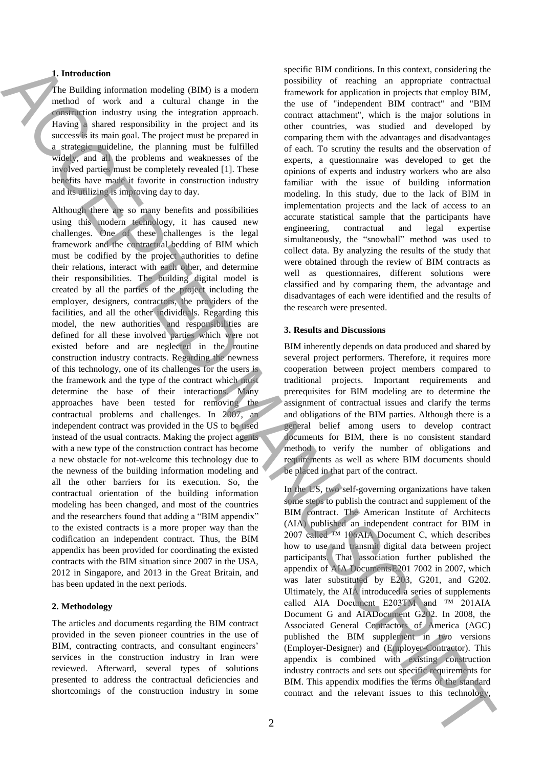## 1. Introduction

The Building information modeling (BIM) is a modern method of work and a cultural change in the construction industry using the integration approach. Having a shared responsibility in the project and its success is its main goal. The project must be prepared in a strategic guideline, the planning must be fulfilled widely, and all the problems and weaknesses of the involved parties must be completely revealed [1]. These benefits have made it favorite in construction industry and its utilizing is improving day to day.

Although there are so many benefits and possibilities using this modern technology, it has caused new challenges. One of these challenges is the legal framework and the contractual bedding of BIM which must be codified by the project authorities to define their relations, interact with each other, and determine their responsibilities. The building digital model is created by all the parties of the project including the employer, designers, contractors, the providers of the facilities, and all the other individuals. Regarding this model, the new authorities and responsibilities are defined for all these involved parties which were not existed before and are neglected in the routine construction industry contracts. Regarding the newness of this technology, one of its challenges for the users is the framework and the type of the contract which must determine the base of their interactions. Many approaches have been tested for removing the contractual problems and challenges. In 2007, an independent contract was provided in the US to be used instead of the usual contracts. Making the project agents with a new type of the construction contract has become a new obstacle for not-welcome this technology due to the newness of the building information modeling and all the other barriers for its execution. So, the contractual orientation of the building information modeling has been changed, and most of the countries and the researchers found that adding a "BIM appendix" to the existed contracts is a more proper way than the codification an independent contract. Thus, the BIM appendix has been provided for coordinating the existed contracts with the BIM situation since 2007 in the USA, 2012 in Singapore, and 2013 in the Great Britain, and has been updated in the next periods.

## 2. Methodology

The articles and documents regarding the BIM contract provided in the seven pioneer countries in the use of BIM, contracting contracts, and consultant engineers' services in the construction industry in Iran were reviewed. Afterward, several types of solutions presented to address the contractual deficiencies and shortcomings of the construction industry in some specific BIM conditions. In this context, considering the possibility of reaching an appropriate contractual framework for application in projects that employ BIM, the use of "independent BIM contract" and "BIM contract attachment", which is the major solutions in other countries, was studied and developed by comparing them with the advantages and disadvantages of each. To scrutiny the results and the observation of experts, a questionnaire was developed to get the opinions of experts and industry workers who are also familiar with the issue of building information modeling. In this study, due to the lack of BIM in implementation projects and the lack of access to an accurate statistical sample that the participants have engineering, contractual and legal expertise simultaneously, the "snowball" method was used to collect data. By analyzing the results of the study that were obtained through the review of BIM contracts as well as questionnaires, different solutions were classified and by comparing them, the advantage and disadvantages of each were identified and the results of the research were presented.

## 3. Results and Discussions

BIM inherently depends on data produced and shared by several project performers. Therefore, it requires more cooperation between project members compared to traditional projects. Important requirements and prerequisites for BIM modeling are to determine the assignment of contractual issues and clarify the terms and obligations of the BIM parties. Although there is a general belief among users to develop contract documents for BIM, there is no consistent standard method to verify the number of obligations and requirements as well as where BIM documents should be placed in that part of the contract.

In the US, two self-governing organizations have taken some steps to publish the contract and supplement of the BIM contract. The American Institute of Architects (AIA) published an independent contract for BIM in 2007 called ™ 106AIA Document C, which describes how to use and transmit digital data between project participants. That association further published the appendix of AIA DocumentsE201 7002 in 2007, which was later substituted by E203, G201, and G202. Ultimately, the AIA introduced a series of supplements called AIA Document E203TM and ™ 201AIA Document G and AIADocument G202. In 2008, the Associated General Contractors of America (AGC) published the BIM supplement in two versions (Employer-Designer) and (Employer-Contractor). This appendix is combined with existing construction industry contracts and sets out specific requirements for BIM. This appendix modifies the terms of the standard contract and the relevant issues to this technology,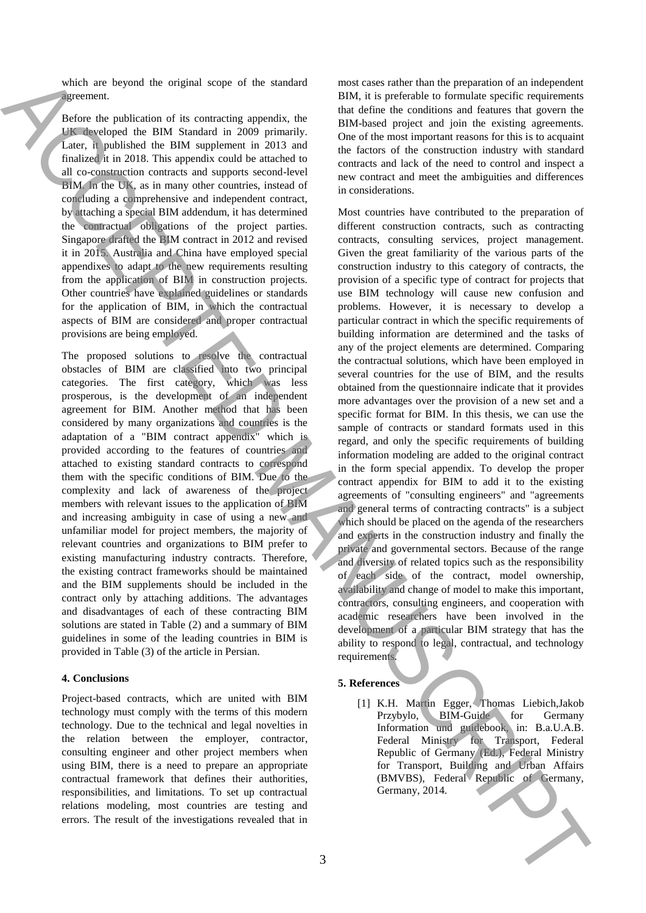which are beyond the original scope of the standard agreement.

Before the publication of its contracting appendix, the UK developed the BIM Standard in 2009 primarily. Later, it published the BIM supplement in 2013 and finalized it in 2018. This appendix could be attached to all co-construction contracts and supports second-level BIM. In the UK, as in many other countries, instead of concluding a comprehensive and independent contract, by attaching a special BIM addendum, it has determined the contractual obligations of the project parties. Singapore drafted the BIM contract in 2012 and revised it in 2015. Australia and China have employed special appendixes to adapt to the new requirements resulting from the application of BIM in construction projects. Other countries have explained guidelines or standards for the application of BIM, in which the contractual aspects of BIM are considered and proper contractual provisions are being employed.

The proposed solutions to resolve the contractual obstacles of BIM are classified into two principal categories. The first category, which was less prosperous, is the development of an independent agreement for BIM. Another method that has been considered by many organizations and countries is the adaptation of a "BIM contract appendix" which is provided according to the features of countries and attached to existing standard contracts to correspond them with the specific conditions of BIM. Due to the complexity and lack of awareness of the project members with relevant issues to the application of BIM and increasing ambiguity in case of using a new and unfamiliar model for project members, the majority of relevant countries and organizations to BIM prefer to existing manufacturing industry contracts. Therefore, the existing contract frameworks should be maintained and the BIM supplements should be included in the contract only by attaching additions. The advantages and disadvantages of each of these contracting BIM solutions are stated in Table (2) and a summary of BIM guidelines in some of the leading countries in BIM is provided in Table (3) of the article in Persian.

## 4. Conclusions

Project-based contracts, which are united with BIM technology must comply with the terms of this modern technology. Due to the technical and legal novelties in the relation between the employer, contractor, consulting engineer and other project members when using BIM, there is a need to prepare an appropriate contractual framework that defines their authorities, responsibilities, and limitations. To set up contractual relations modeling, most countries are testing and errors. The result of the investigations revealed that in most cases rather than the preparation of an independent BIM, it is preferable to formulate specific requirements that define the conditions and features that govern the BIM-based project and join the existing agreements. One of the most important reasons for this is to acquaint the factors of the construction industry with standard contracts and lack of the need to control and inspect a new contract and meet the ambiguities and differences in considerations.

Most countries have contributed to the preparation of different construction contracts, such as contracting contracts, consulting services, project management. Given the great familiarity of the various parts of the construction industry to this category of contracts, the provision of a specific type of contract for projects that use BIM technology will cause new confusion and problems. However, it is necessary to develop a particular contract in which the specific requirements of building information are determined and the tasks of any of the project elements are determined. Comparing the contractual solutions, which have been employed in several countries for the use of BIM, and the results obtained from the questionnaire indicate that it provides more advantages over the provision of a new set and a specific format for BIM. In this thesis, we can use the sample of contracts or standard formats used in this regard, and only the specific requirements of building information modeling are added to the original contract in the form special appendix. To develop the proper contract appendix for BIM to add it to the existing agreements of "consulting engineers" and "agreements and general terms of contracting contracts" is a subject which should be placed on the agenda of the researchers and experts in the construction industry and finally the private and governmental sectors. Because of the range and diversity of related topics such as the responsibility of each side of the contract, model ownership, availability and change of model to make this important, contractors, consulting engineers, and cooperation with academic researchers have been involved in the development of a particular BIM strategy that has the ability to respond to legal, contractual, and technology requirements.

## 5. References

[1] K.H. Martin Egger, Thomas Liebich,Jakob Przybylo, BIM-Guide for Germany Information und guidebook, in: B.a.U.A.B. Federal Ministry for Transport, Federal Republic of Germany (Ed.), Federal Ministry for Transport, Building and Urban Affairs (BMVBS), Federal Republic of Germany, Germany, 2014.